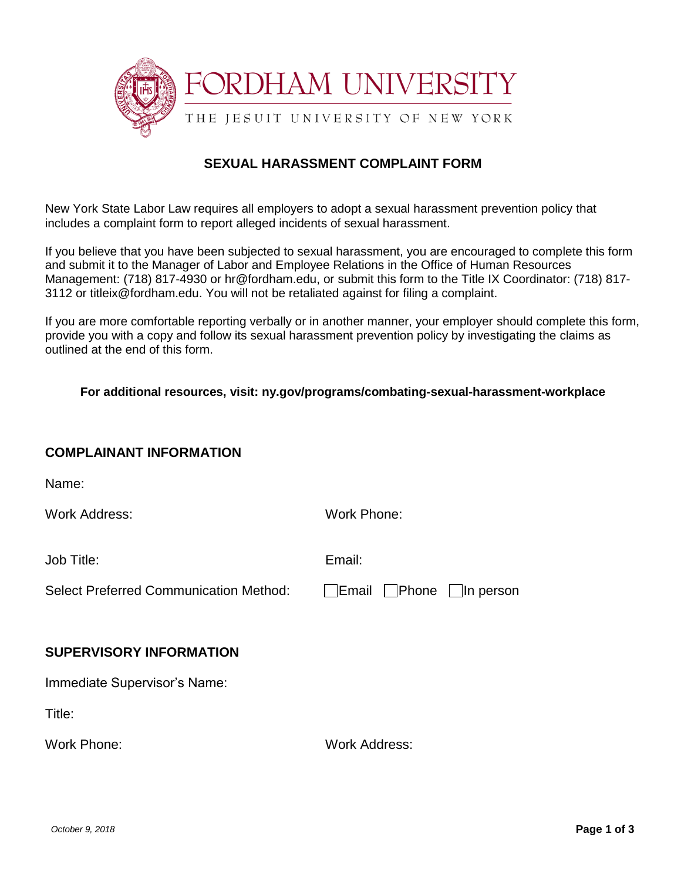# FORDHAM UNIVERSITY

THE JESUIT UNIVERSITY OF NEW YORK

## SEXUAL HARASSMENT COMPLAINT FORM

New York State Labor Law requires all employers to adopt a sexual harassment prevention policy that includes a complaint form to report alleged incidents of sexual harassment.

If you believe that you have been subjected to sexual harassment, you are encouraged to complete this form and submit it to the Manager of Labor and Employee Relations in the Office of Human Resources Management: (718) 817-4930 or hr@fordham.edu, or submit this form to the Title IX Coordinator: (718) 817-3112 or titleix@fordham.edu. You will not be retaliated against for filing a complaint.

If you are more comfortable reporting verbally or in another manner, your employer should complete this form, provide you with a copy and follow its sexual harassment prevention policy by investigating the claims as outlined at the end of this form.

**For additional resources, visit: ny.gov/programs/combating-sexual-harassment-workplace**

### COMPLAINANT INFORMATION

Name:

Work Address:

Work Phone:

Job Title:

Email:

Select Preferred Communication Method: ☐ Email ☐ Phone ☐ In person

### SUPERVISORY INFORMATION

Immediate Supervisor's Name:

Title:

Work Phone:

Work Address:

*October 9, 2018*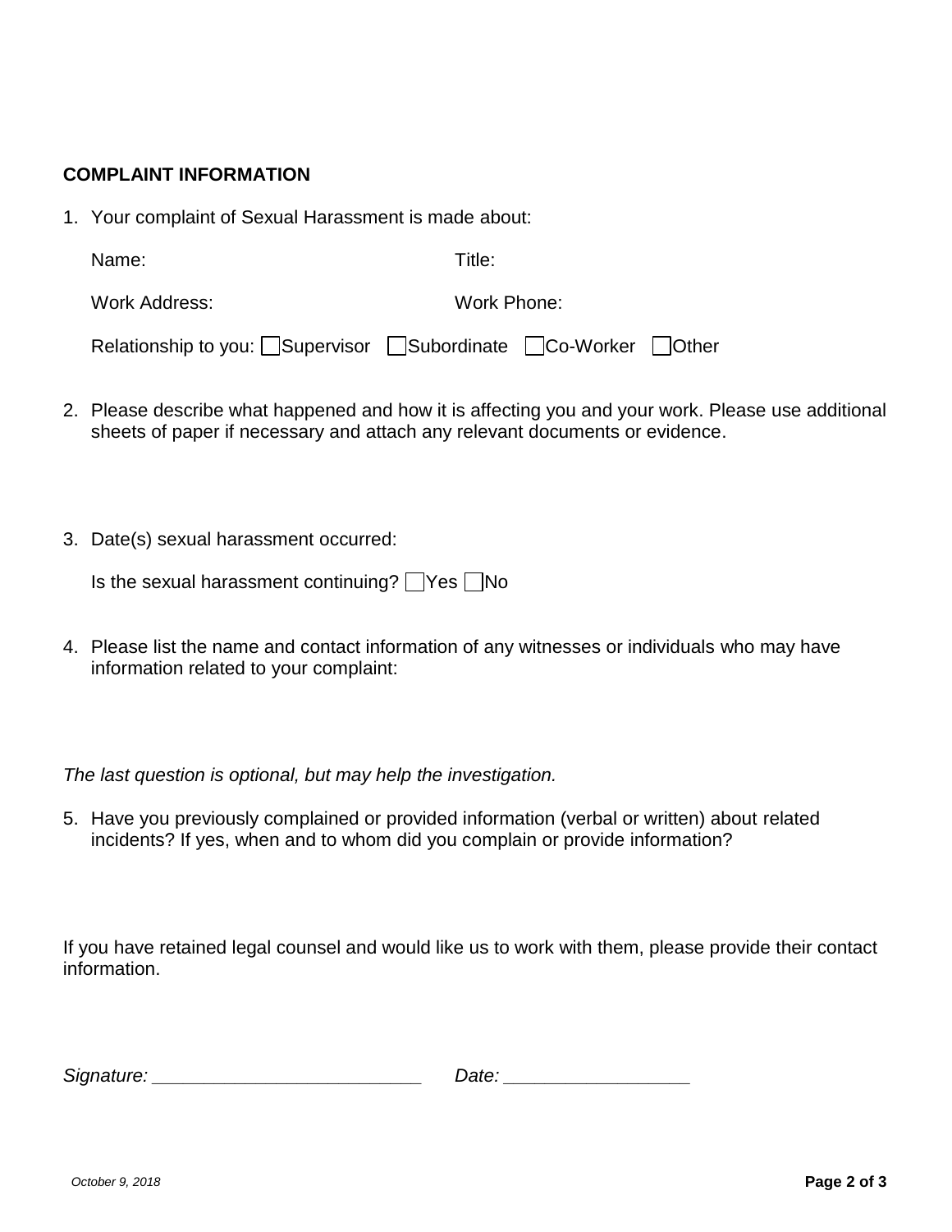**COMPLAINT INFORMATION**

1. Your complaint of Sexual Harassment is made about:

   Name: Title:

   Work Address: Work Phone:

   Relationship to you: ☐ Supervisor ☐ Subordinate ☐ Co-Worker ☐ Other

2. Please describe what happened and how it is affecting you and your work. Please use additional sheets of paper if necessary and attach any relevant documents or evidence.

3. Date(s) sexual harassment occurred:

   Is the sexual harassment continuing? ☐ Yes ☐ No

4. Please list the name and contact information of any witnesses or individuals who may have information related to your complaint:

*The last question is optional, but may help the investigation.*

5. Have you previously complained or provided information (verbal or written) about related incidents? If yes, when and to whom did you complain or provide information?

If you have retained legal counsel and would like us to work with them, please provide their contact information.

*Signature:* ___________________________ *Date:* __________________

*October 9, 2018*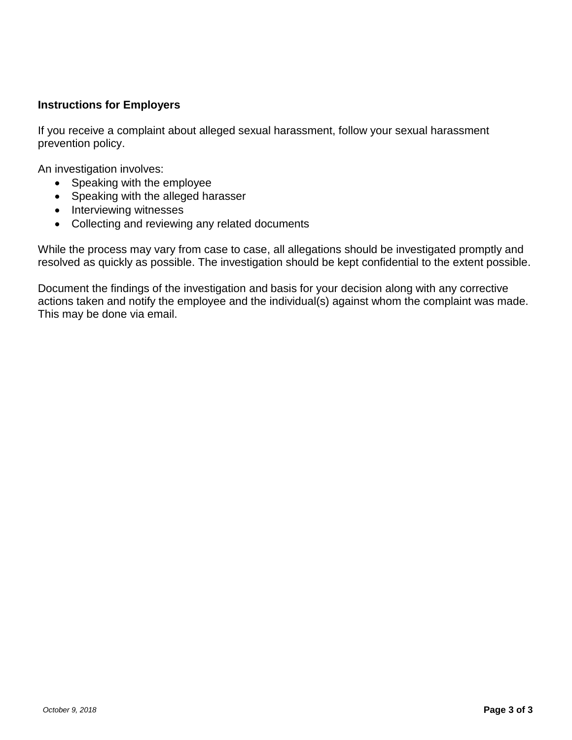**Instructions for Employers**

If you receive a complaint about alleged sexual harassment, follow your sexual harassment prevention policy.

An investigation involves:

- Speaking with the employee
- Speaking with the alleged harasser
- Interviewing witnesses
- Collecting and reviewing any related documents

While the process may vary from case to case, all allegations should be investigated promptly and resolved as quickly as possible. The investigation should be kept confidential to the extent possible.

Document the findings of the investigation and basis for your decision along with any corrective actions taken and notify the employee and the individual(s) against whom the complaint was made. This may be done via email.